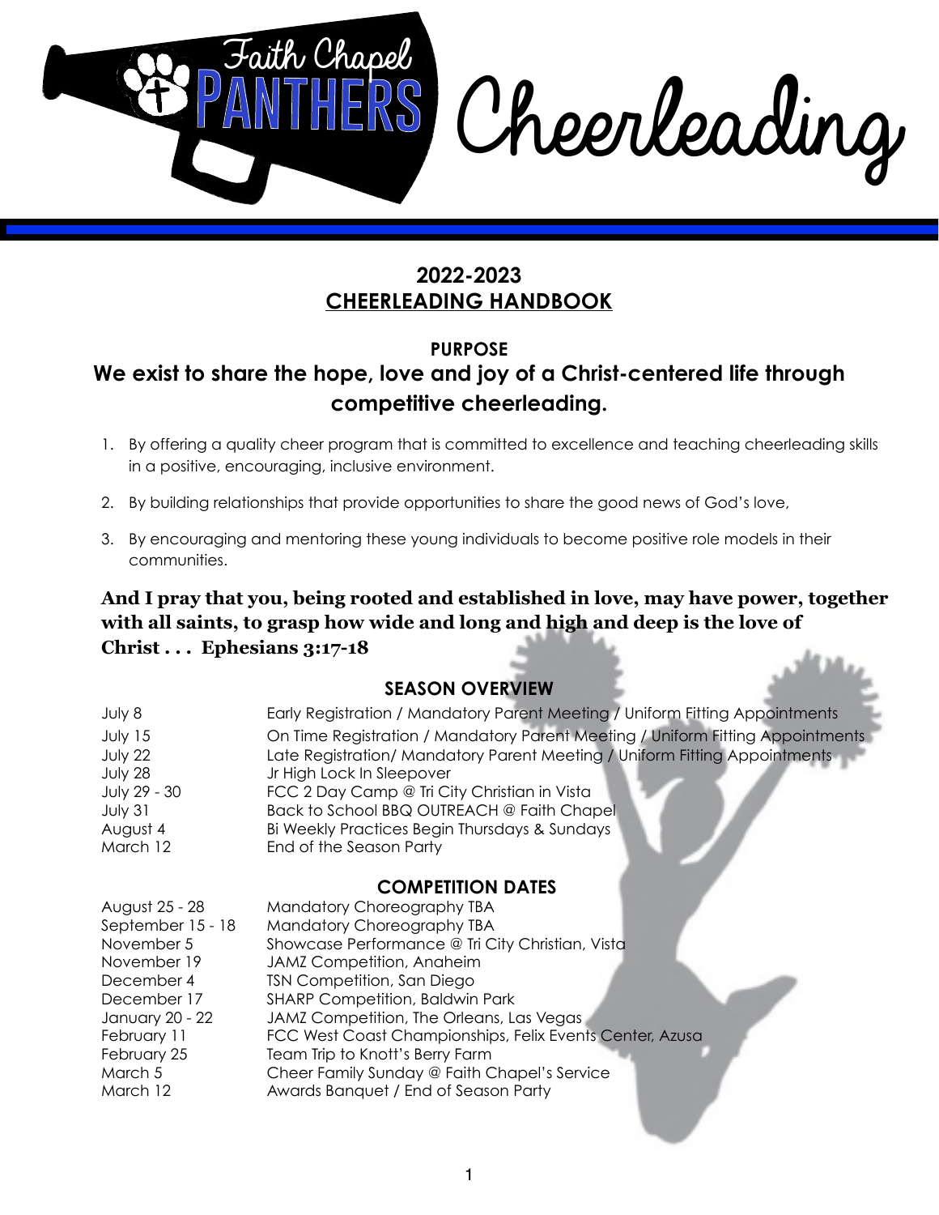# Faith Chapel PANTHERS Cheerleading

## 2022-2023
## CHEERLEADING HANDBOOK

### PURPOSE

**We exist to share the hope, love and joy of a Christ-centered life through competitive cheerleading.**

1. By offering a quality cheer program that is committed to excellence and teaching cheerleading skills in a positive, encouraging, inclusive environment.
2. By building relationships that provide opportunities to share the good news of God's love,
3. By encouraging and mentoring these young individuals to become positive role models in their communities.

**And I pray that you, being rooted and established in love, may have power, together with all saints, to grasp how wide and long and high and deep is the love of Christ . . . Ephesians 3:17-18**

### SEASON OVERVIEW

| | |
|---|---|
| July 8 | Early Registration / Mandatory Parent Meeting / Uniform Fitting Appointments |
| July 15 | On Time Registration / Mandatory Parent Meeting / Uniform Fitting Appointments |
| July 22 | Late Registration/ Mandatory Parent Meeting / Uniform Fitting Appointments |
| July 28 | Jr High Lock In Sleepover |
| July 29 - 30 | FCC 2 Day Camp @ Tri City Christian in Vista |
| July 31 | Back to School BBQ OUTREACH @ Faith Chapel |
| August 4 | Bi Weekly Practices Begin Thursdays & Sundays |
| March 12 | End of the Season Party |

### COMPETITION DATES

| | |
|---|---|
| August 25 - 28 | Mandatory Choreography TBA |
| September 15 - 18 | Mandatory Choreography TBA |
| November 5 | Showcase Performance @ Tri City Christian, Vista |
| November 19 | JAMZ Competition, Anaheim |
| December 4 | TSN Competition, San Diego |
| December 17 | SHARP Competition, Baldwin Park |
| January 20 - 22 | JAMZ Competition, The Orleans, Las Vegas |
| February 11 | FCC West Coast Championships, Felix Events Center, Azusa |
| February 25 | Team Trip to Knott's Berry Farm |
| March 5 | Cheer Family Sunday @ Faith Chapel's Service |
| March 12 | Awards Banquet / End of Season Party |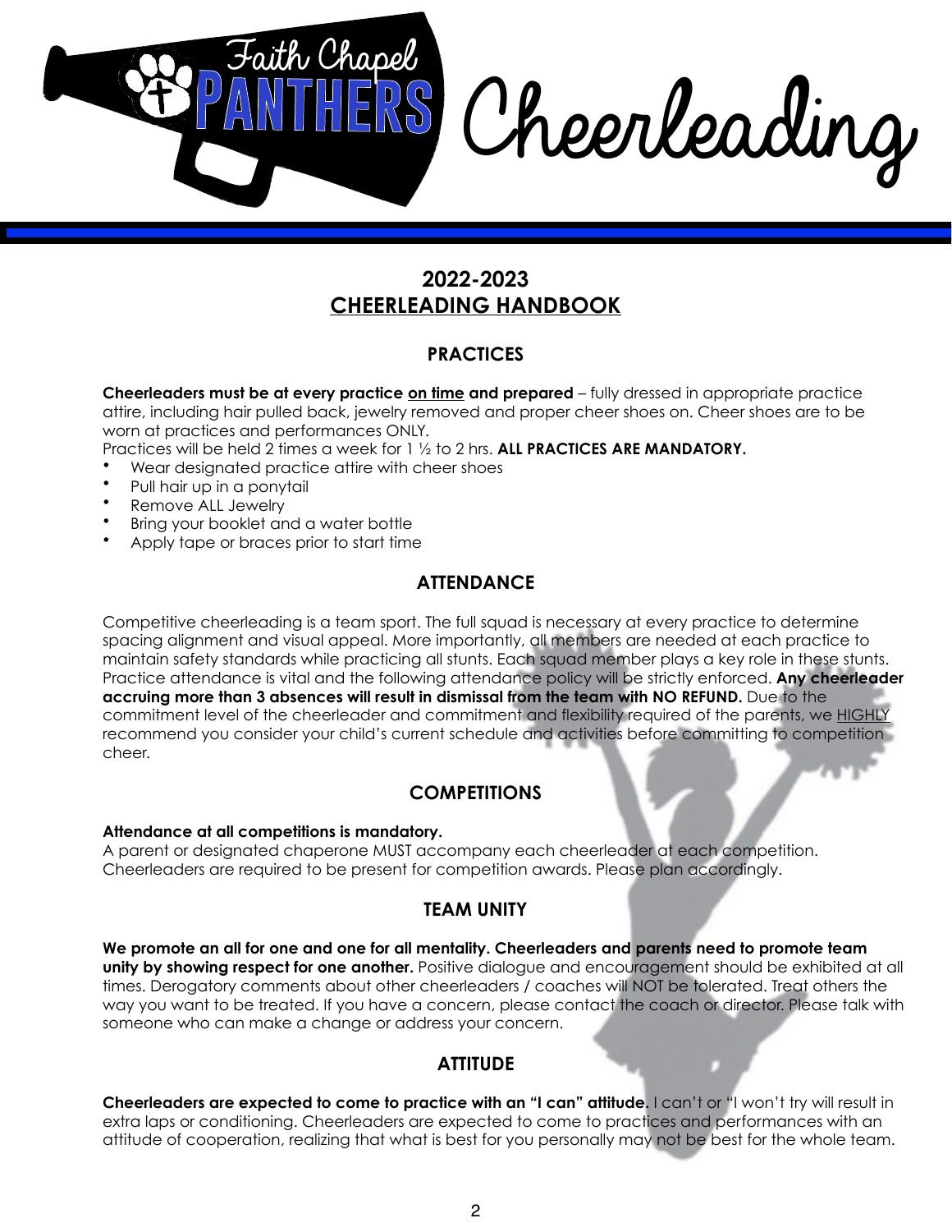# Faith Chapel PANTHERS Cheerleading

## 2022-2023
## CHEERLEADING HANDBOOK

### PRACTICES

**Cheerleaders must be at every practice on time and prepared** – fully dressed in appropriate practice attire, including hair pulled back, jewelry removed and proper cheer shoes on. Cheer shoes are to be worn at practices and performances ONLY.

Practices will be held 2 times a week for 1 ½ to 2 hrs. **ALL PRACTICES ARE MANDATORY.**

- Wear designated practice attire with cheer shoes
- Pull hair up in a ponytail
- Remove ALL Jewelry
- Bring your booklet and a water bottle
- Apply tape or braces prior to start time

### ATTENDANCE

Competitive cheerleading is a team sport. The full squad is necessary at every practice to determine spacing alignment and visual appeal. More importantly, all members are needed at each practice to maintain safety standards while practicing all stunts. Each squad member plays a key role in these stunts. Practice attendance is vital and the following attendance policy will be strictly enforced. **Any cheerleader accruing more than 3 absences will result in dismissal from the team with NO REFUND.** Due to the commitment level of the cheerleader and commitment and flexibility required of the parents, we HIGHLY recommend you consider your child's current schedule and activities before committing to competition cheer.

### COMPETITIONS

**Attendance at all competitions is mandatory.**

A parent or designated chaperone MUST accompany each cheerleader at each competition. Cheerleaders are required to be present for competition awards. Please plan accordingly.

### TEAM UNITY

**We promote an all for one and one for all mentality. Cheerleaders and parents need to promote team unity by showing respect for one another.** Positive dialogue and encouragement should be exhibited at all times. Derogatory comments about other cheerleaders / coaches will NOT be tolerated. Treat others the way you want to be treated. If you have a concern, please contact the coach or director. Please talk with someone who can make a change or address your concern.

### ATTITUDE

**Cheerleaders are expected to come to practice with an "I can" attitude.** I can't or "I won't try will result in extra laps or conditioning. Cheerleaders are expected to come to practices and performances with an attitude of cooperation, realizing that what is best for you personally may not be best for the whole team.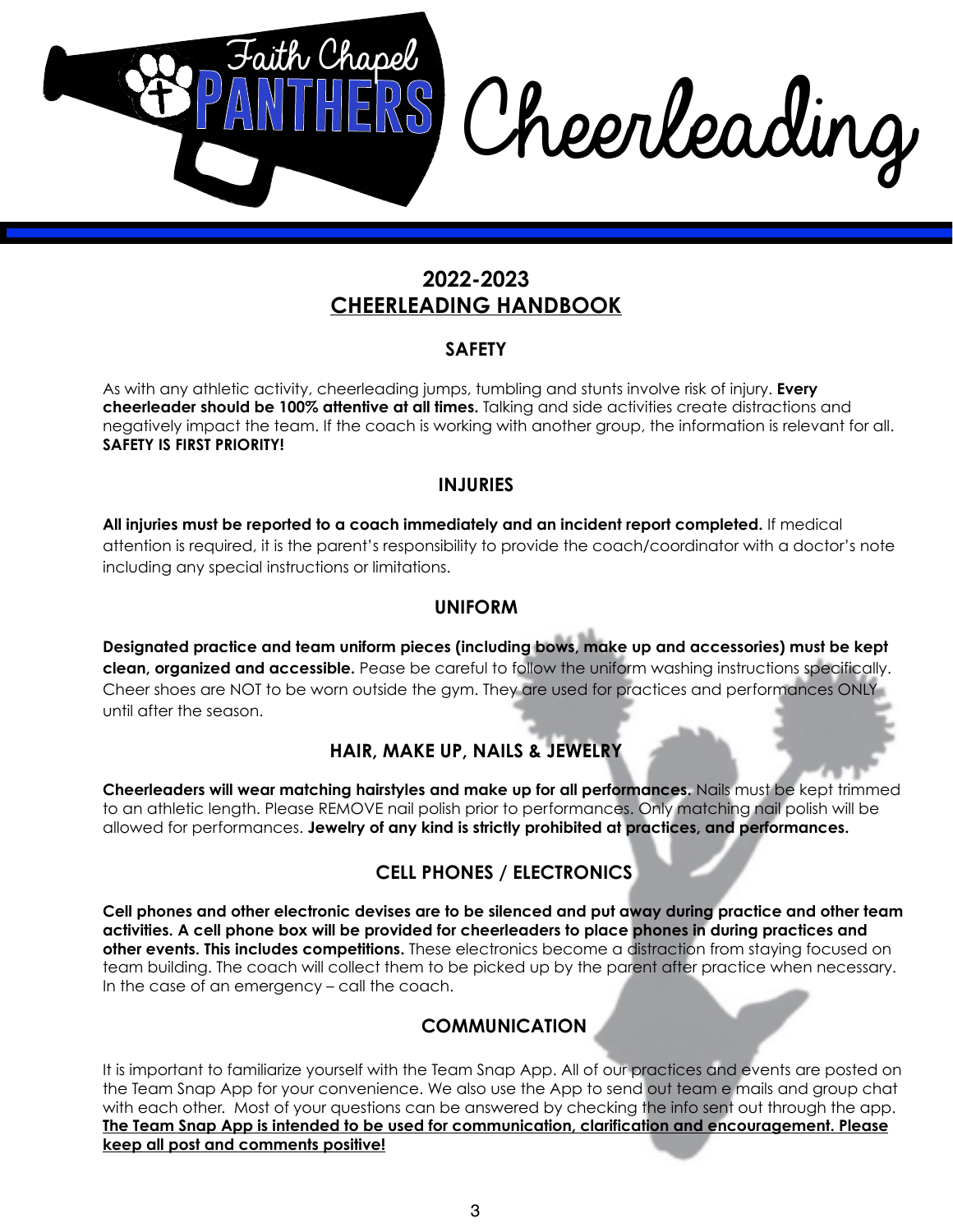# Faith Chapel PANTHERS Cheerleading

## 2022-2023
## CHEERLEADING HANDBOOK

### SAFETY

As with any athletic activity, cheerleading jumps, tumbling and stunts involve risk of injury. **Every cheerleader should be 100% attentive at all times.** Talking and side activities create distractions and negatively impact the team. If the coach is working with another group, the information is relevant for all. **SAFETY IS FIRST PRIORITY!**

### INJURIES

**All injuries must be reported to a coach immediately and an incident report completed.** If medical attention is required, it is the parent's responsibility to provide the coach/coordinator with a doctor's note including any special instructions or limitations.

### UNIFORM

**Designated practice and team uniform pieces (including bows, make up and accessories) must be kept clean, organized and accessible.** Pease be careful to follow the uniform washing instructions specifically. Cheer shoes are NOT to be worn outside the gym. They are used for practices and performances ONLY until after the season.

### HAIR, MAKE UP, NAILS & JEWELRY

**Cheerleaders will wear matching hairstyles and make up for all performances.** Nails must be kept trimmed to an athletic length. Please REMOVE nail polish prior to performances. Only matching nail polish will be allowed for performances. **Jewelry of any kind is strictly prohibited at practices, and performances.**

### CELL PHONES / ELECTRONICS

**Cell phones and other electronic devises are to be silenced and put away during practice and other team activities. A cell phone box will be provided for cheerleaders to place phones in during practices and other events. This includes competitions.** These electronics become a distraction from staying focused on team building. The coach will collect them to be picked up by the parent after practice when necessary. In the case of an emergency – call the coach.

### COMMUNICATION

It is important to familiarize yourself with the Team Snap App. All of our practices and events are posted on the Team Snap App for your convenience. We also use the App to send out team e mails and group chat with each other. Most of your questions can be answered by checking the info sent out through the app. **<u>The Team Snap App is intended to be used for communication, clarification and encouragement. Please keep all post and comments positive!</u>**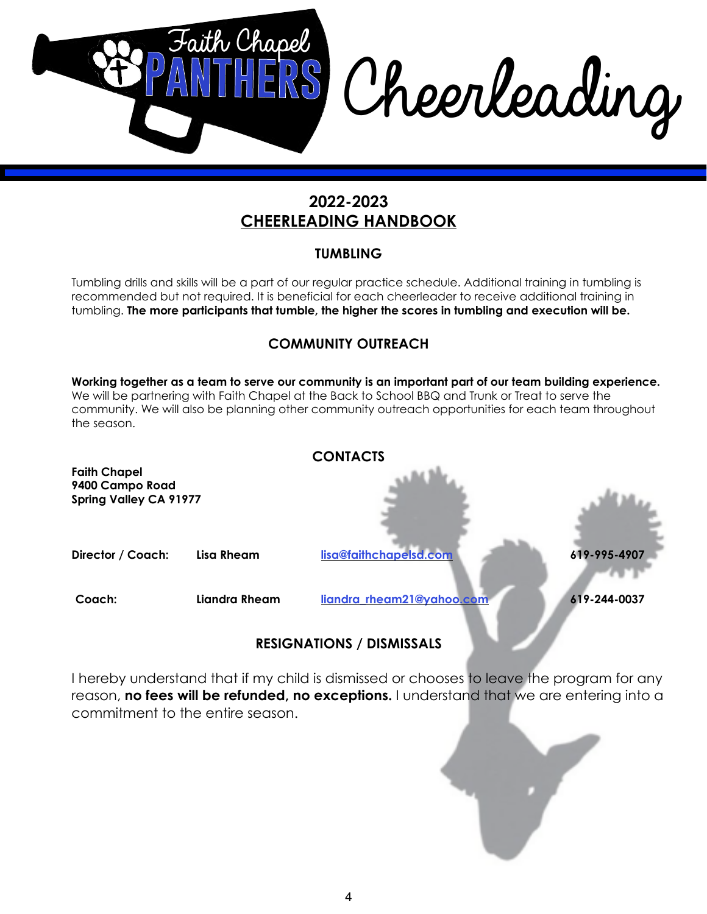# Faith Chapel PANTHERS Cheerleading

## 2022-2023
## CHEERLEADING HANDBOOK

### TUMBLING

Tumbling drills and skills will be a part of our regular practice schedule. Additional training in tumbling is recommended but not required. It is beneficial for each cheerleader to receive additional training in tumbling. **The more participants that tumble, the higher the scores in tumbling and execution will be.**

### COMMUNITY OUTREACH

**Working together as a team to serve our community is an important part of our team building experience.** We will be partnering with Faith Chapel at the Back to School BBQ and Trunk or Treat to serve the community. We will also be planning other community outreach opportunities for each team throughout the season.

### CONTACTS

**Faith Chapel**
**9400 Campo Road**
**Spring Valley CA 91977**

| | | | |
|---|---|---|---|
| **Director / Coach:** | **Lisa Rheam** | lisa@faithchapelsd.com | **619-995-4907** |
| **Coach:** | **Liandra Rheam** | liandra_rheam21@yahoo.com | **619-244-0037** |

### RESIGNATIONS / DISMISSALS

I hereby understand that if my child is dismissed or chooses to leave the program for any reason, **no fees will be refunded, no exceptions.** I understand that we are entering into a commitment to the entire season.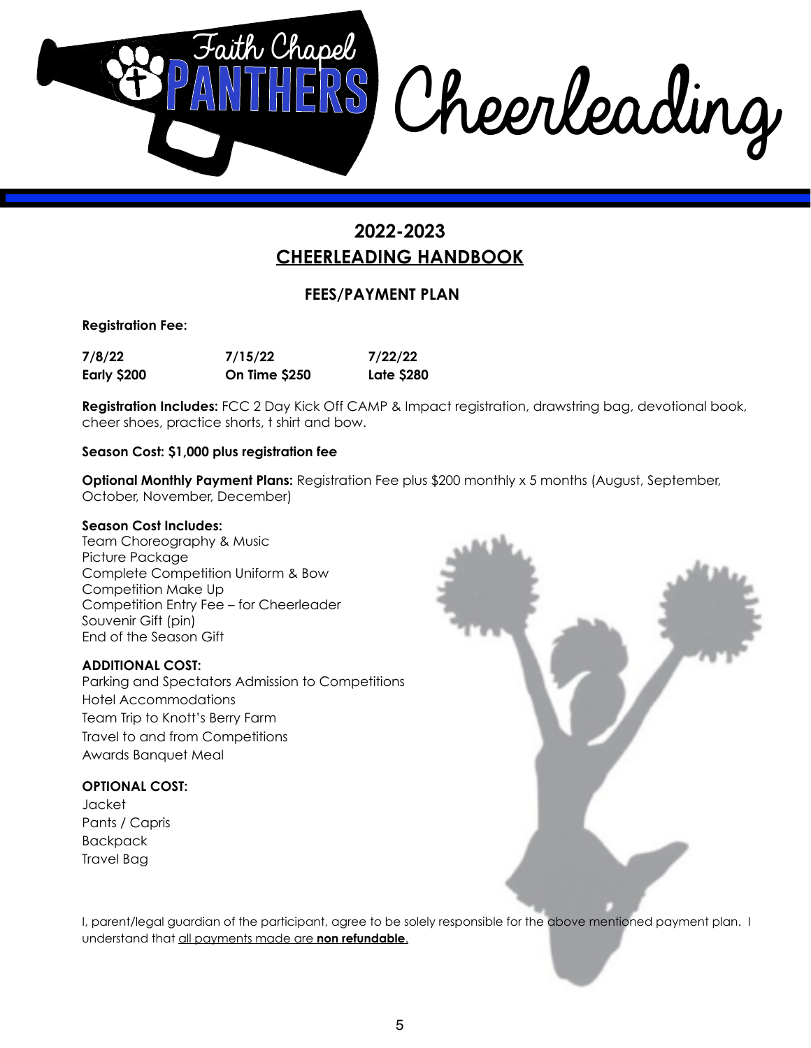Faith Chapel PANTHERS Cheerleading

# 2022-2023

# CHEERLEADING HANDBOOK

## FEES/PAYMENT PLAN

**Registration Fee:**

| 7/8/22 | 7/15/22 | 7/22/22 |
|---|---|---|
| **Early $200** | **On Time $250** | **Late $280** |

**Registration Includes:** FCC 2 Day Kick Off CAMP & Impact registration, drawstring bag, devotional book, cheer shoes, practice shorts, t shirt and bow.

**Season Cost: $1,000 plus registration fee**

**Optional Monthly Payment Plans:** Registration Fee plus $200 monthly x 5 months (August, September, October, November, December)

**Season Cost Includes:**
Team Choreography & Music
Picture Package
Complete Competition Uniform & Bow
Competition Make Up
Competition Entry Fee – for Cheerleader
Souvenir Gift (pin)
End of the Season Gift

**ADDITIONAL COST:**
Parking and Spectators Admission to Competitions
Hotel Accommodations
Team Trip to Knott's Berry Farm
Travel to and from Competitions
Awards Banquet Meal

**OPTIONAL COST:**
Jacket
Pants / Capris
Backpack
Travel Bag

I, parent/legal guardian of the participant, agree to be solely responsible for the above mentioned payment plan. I understand that all payments made are **non refundable**.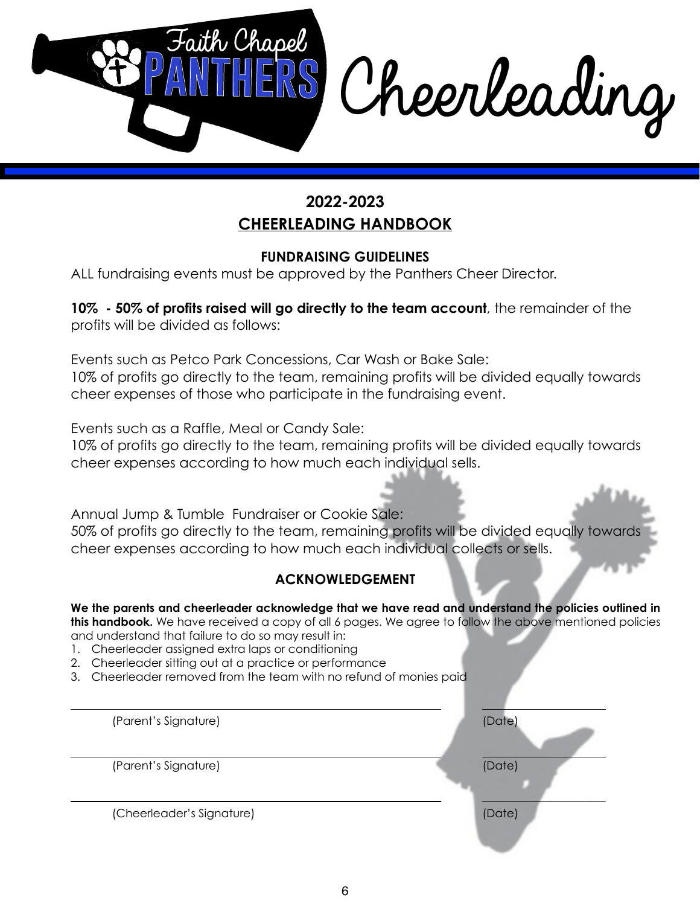Faith Chapel PANTHERS Cheerleading

## 2022-2023

## CHEERLEADING HANDBOOK

### FUNDRAISING GUIDELINES

ALL fundraising events must be approved by the Panthers Cheer Director.

**10% - 50% of profits raised will go directly to the team account**, the remainder of the profits will be divided as follows:

Events such as Petco Park Concessions, Car Wash or Bake Sale:
10% of profits go directly to the team, remaining profits will be divided equally towards cheer expenses of those who participate in the fundraising event.

Events such as a Raffle, Meal or Candy Sale:
10% of profits go directly to the team, remaining profits will be divided equally towards cheer expenses according to how much each individual sells.

Annual Jump & Tumble Fundraiser or Cookie Sale:
50% of profits go directly to the team, remaining profits will be divided equally towards cheer expenses according to how much each individual collects or sells.

### ACKNOWLEDGEMENT

**We the parents and cheerleader acknowledge that we have read and understand the policies outlined in this handbook.** We have received a copy of all 6 pages. We agree to follow the above mentioned policies and understand that failure to do so may result in:

1. Cheerleader assigned extra laps or conditioning
2. Cheerleader sitting out at a practice or performance
3. Cheerleader removed from the team with no refund of monies paid

______________________________ ______________
(Parent's Signature) (Date)

______________________________ ______________
(Parent's Signature) (Date)

______________________________ ______________
(Cheerleader's Signature) (Date)